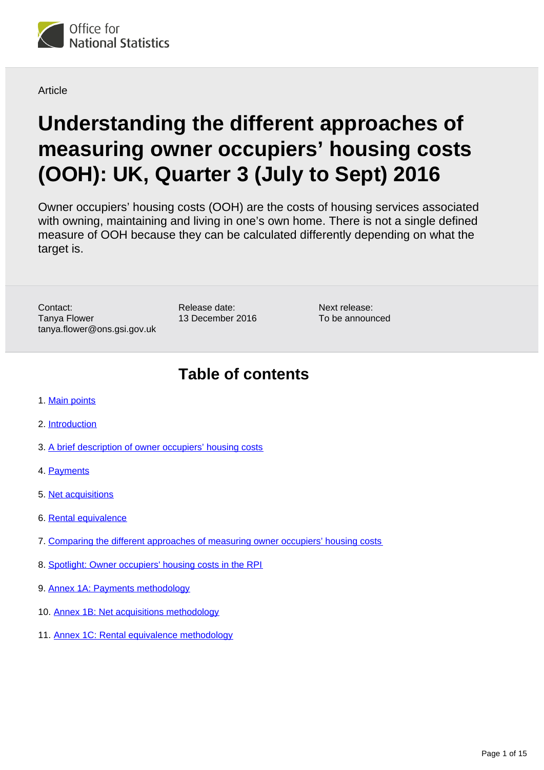Article

# Understanding the different approaches of measuring owner occupiers' housing costs (OOH): UK, Quarter 3 (July to Sept) 2016

Owner occupiers' housing costs (OOH) are the costs of housing services associated with owning, maintaining and living in one's own home. There is not a single defined measure of OOH because they can be calculated differently depending on what the target is.

Contact:
Tanya Flower
tanya.flower@ons.gsi.gov.uk

Release date:
13 December 2016

Next release:
To be announced

## Table of contents

1. Main points
2. Introduction
3. A brief description of owner occupiers' housing costs
4. Payments
5. Net acquisitions
6. Rental equivalence
7. Comparing the different approaches of measuring owner occupiers' housing costs
8. Spotlight: Owner occupiers' housing costs in the RPI
9. Annex 1A: Payments methodology
10. Annex 1B: Net acquisitions methodology
11. Annex 1C: Rental equivalence methodology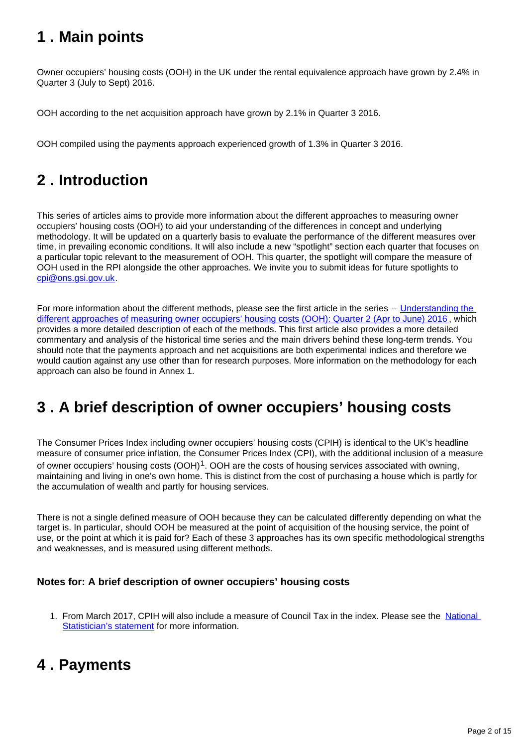## 1 . Main points

Owner occupiers' housing costs (OOH) in the UK under the rental equivalence approach have grown by 2.4% in Quarter 3 (July to Sept) 2016.

OOH according to the net acquisition approach have grown by 2.1% in Quarter 3 2016.

OOH compiled using the payments approach experienced growth of 1.3% in Quarter 3 2016.

## 2 . Introduction

This series of articles aims to provide more information about the different approaches to measuring owner occupiers' housing costs (OOH) to aid your understanding of the differences in concept and underlying methodology. It will be updated on a quarterly basis to evaluate the performance of the different measures over time, in prevailing economic conditions. It will also include a new "spotlight" section each quarter that focuses on a particular topic relevant to the measurement of OOH. This quarter, the spotlight will compare the measure of OOH used in the RPI alongside the other approaches. We invite you to submit ideas for future spotlights to cpi@ons.gsi.gov.uk.

For more information about the different methods, please see the first article in the series – Understanding the different approaches of measuring owner occupiers' housing costs (OOH): Quarter 2 (Apr to June) 2016, which provides a more detailed description of each of the methods. This first article also provides a more detailed commentary and analysis of the historical time series and the main drivers behind these long-term trends. You should note that the payments approach and net acquisitions are both experimental indices and therefore we would caution against any use other than for research purposes. More information on the methodology for each approach can also be found in Annex 1.

## 3 . A brief description of owner occupiers' housing costs

The Consumer Prices Index including owner occupiers' housing costs (CPIH) is identical to the UK's headline measure of consumer price inflation, the Consumer Prices Index (CPI), with the additional inclusion of a measure of owner occupiers' housing costs (OOH)[1]. OOH are the costs of housing services associated with owning, maintaining and living in one's own home. This is distinct from the cost of purchasing a house which is partly for the accumulation of wealth and partly for housing services.

There is not a single defined measure of OOH because they can be calculated differently depending on what the target is. In particular, should OOH be measured at the point of acquisition of the housing service, the point of use, or the point at which it is paid for? Each of these 3 approaches has its own specific methodological strengths and weaknesses, and is measured using different methods.

### Notes for: A brief description of owner occupiers' housing costs

1. From March 2017, CPIH will also include a measure of Council Tax in the index. Please see the National Statistician's statement for more information.

## 4 . Payments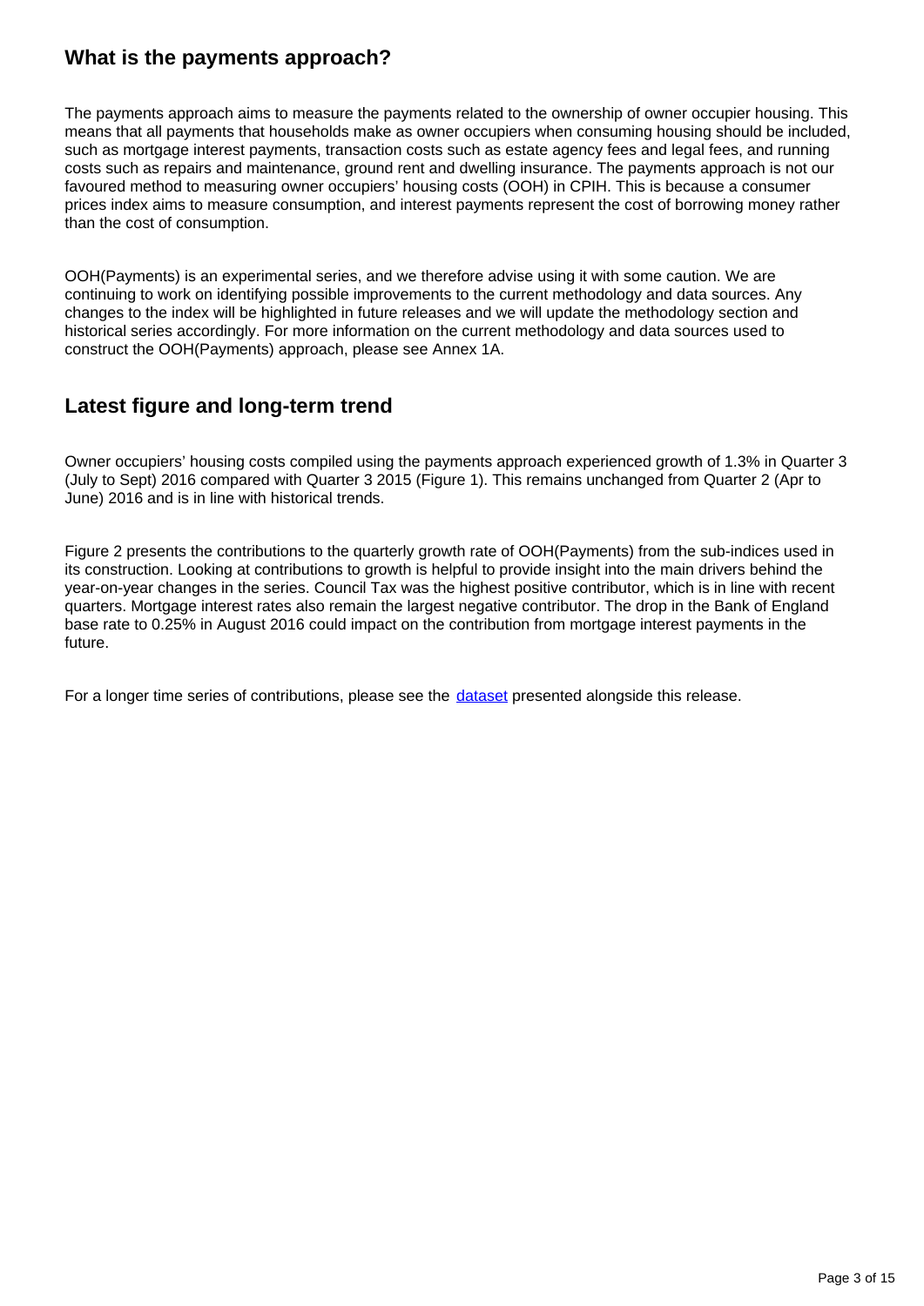## What is the payments approach?

The payments approach aims to measure the payments related to the ownership of owner occupier housing. This means that all payments that households make as owner occupiers when consuming housing should be included, such as mortgage interest payments, transaction costs such as estate agency fees and legal fees, and running costs such as repairs and maintenance, ground rent and dwelling insurance. The payments approach is not our favoured method to measuring owner occupiers' housing costs (OOH) in CPIH. This is because a consumer prices index aims to measure consumption, and interest payments represent the cost of borrowing money rather than the cost of consumption.

OOH(Payments) is an experimental series, and we therefore advise using it with some caution. We are continuing to work on identifying possible improvements to the current methodology and data sources. Any changes to the index will be highlighted in future releases and we will update the methodology section and historical series accordingly. For more information on the current methodology and data sources used to construct the OOH(Payments) approach, please see Annex 1A.

## Latest figure and long-term trend

Owner occupiers' housing costs compiled using the payments approach experienced growth of 1.3% in Quarter 3 (July to Sept) 2016 compared with Quarter 3 2015 (Figure 1). This remains unchanged from Quarter 2 (Apr to June) 2016 and is in line with historical trends.

Figure 2 presents the contributions to the quarterly growth rate of OOH(Payments) from the sub-indices used in its construction. Looking at contributions to growth is helpful to provide insight into the main drivers behind the year-on-year changes in the series. Council Tax was the highest positive contributor, which is in line with recent quarters. Mortgage interest rates also remain the largest negative contributor. The drop in the Bank of England base rate to 0.25% in August 2016 could impact on the contribution from mortgage interest payments in the future.

For a longer time series of contributions, please see the dataset presented alongside this release.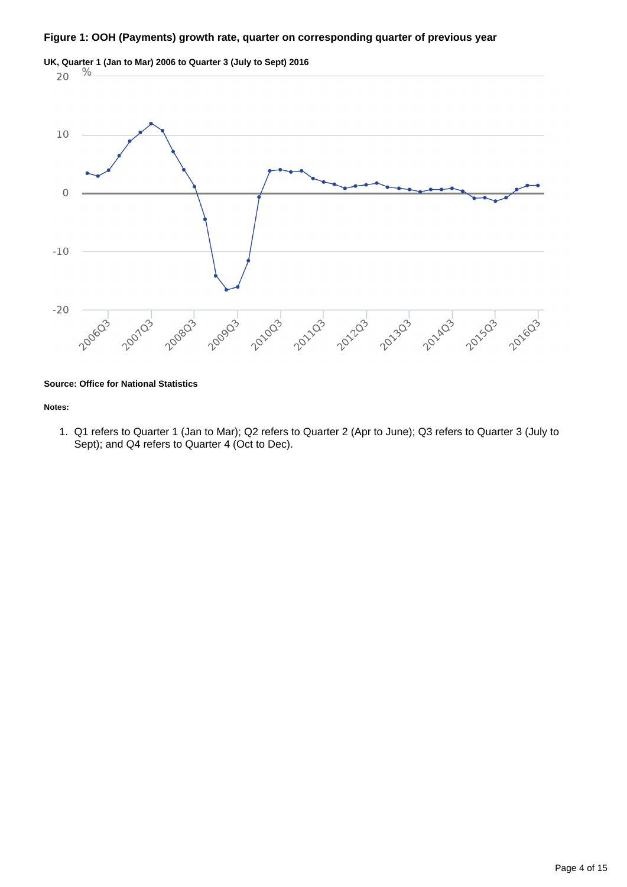**Figure 1: OOH (Payments) growth rate, quarter on corresponding quarter of previous year**

**UK, Quarter 1 (Jan to Mar) 2006 to Quarter 3 (July to Sept) 2016**

**Source: Office for National Statistics**

**Notes:**

1. Q1 refers to Quarter 1 (Jan to Mar); Q2 refers to Quarter 2 (Apr to June); Q3 refers to Quarter 3 (July to Sept); and Q4 refers to Quarter 4 (Oct to Dec).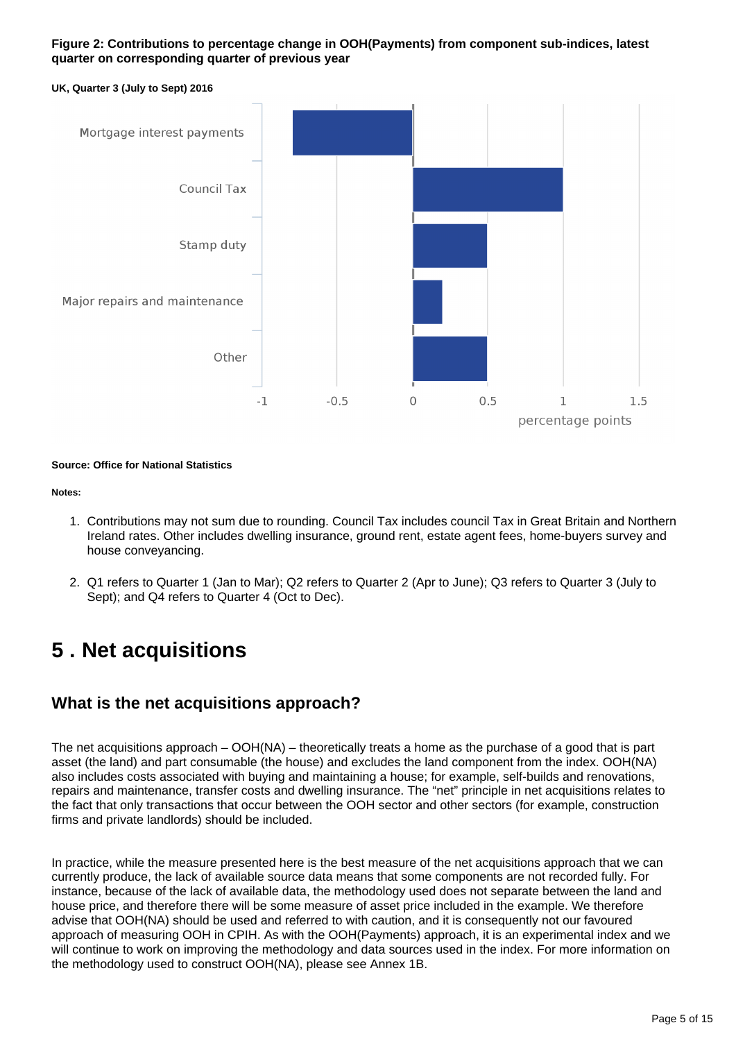**Figure 2: Contributions to percentage change in OOH(Payments) from component sub-indices, latest quarter on corresponding quarter of previous year**

**UK, Quarter 3 (July to Sept) 2016**

**Source: Office for National Statistics**

**Notes:**

1. Contributions may not sum due to rounding. Council Tax includes council Tax in Great Britain and Northern Ireland rates. Other includes dwelling insurance, ground rent, estate agent fees, home-buyers survey and house conveyancing.

2. Q1 refers to Quarter 1 (Jan to Mar); Q2 refers to Quarter 2 (Apr to June); Q3 refers to Quarter 3 (July to Sept); and Q4 refers to Quarter 4 (Oct to Dec).

# 5 . Net acquisitions

## What is the net acquisitions approach?

The net acquisitions approach – OOH(NA) – theoretically treats a home as the purchase of a good that is part asset (the land) and part consumable (the house) and excludes the land component from the index. OOH(NA) also includes costs associated with buying and maintaining a house; for example, self-builds and renovations, repairs and maintenance, transfer costs and dwelling insurance. The "net" principle in net acquisitions relates to the fact that only transactions that occur between the OOH sector and other sectors (for example, construction firms and private landlords) should be included.

In practice, while the measure presented here is the best measure of the net acquisitions approach that we can currently produce, the lack of available source data means that some components are not recorded fully. For instance, because of the lack of available data, the methodology used does not separate between the land and house price, and therefore there will be some measure of asset price included in the example. We therefore advise that OOH(NA) should be used and referred to with caution, and it is consequently not our favoured approach of measuring OOH in CPIH. As with the OOH(Payments) approach, it is an experimental index and we will continue to work on improving the methodology and data sources used in the index. For more information on the methodology used to construct OOH(NA), please see Annex 1B.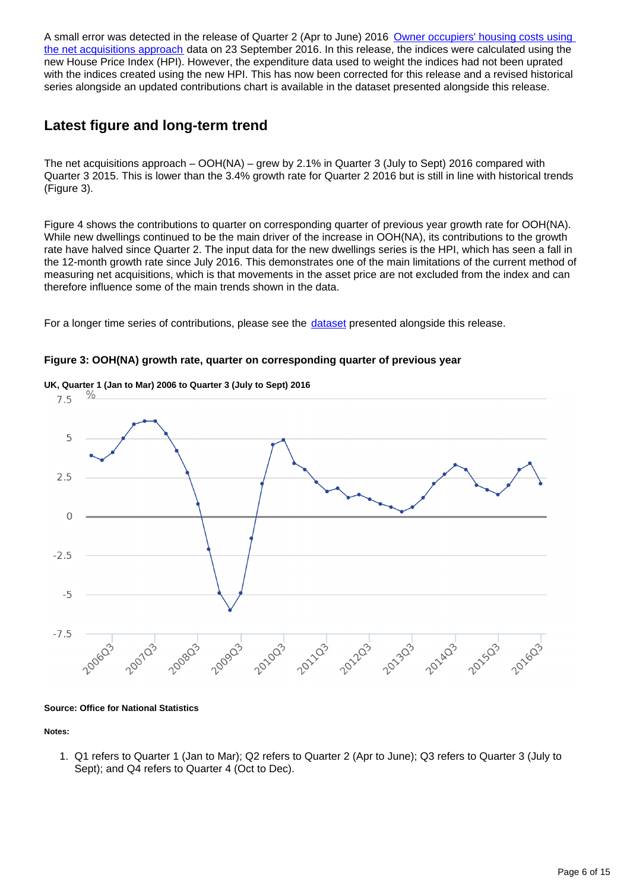A small error was detected in the release of Quarter 2 (Apr to June) 2016 [Owner occupiers' housing costs using the net acquisitions approach] data on 23 September 2016. In this release, the indices were calculated using the new House Price Index (HPI). However, the expenditure data used to weight the indices had not been uprated with the indices created using the new HPI. This has now been corrected for this release and a revised historical series alongside an updated contributions chart is available in the dataset presented alongside this release.

## Latest figure and long-term trend

The net acquisitions approach – OOH(NA) – grew by 2.1% in Quarter 3 (July to Sept) 2016 compared with Quarter 3 2015. This is lower than the 3.4% growth rate for Quarter 2 2016 but is still in line with historical trends (Figure 3).

Figure 4 shows the contributions to quarter on corresponding quarter of previous year growth rate for OOH(NA). While new dwellings continued to be the main driver of the increase in OOH(NA), its contributions to the growth rate have halved since Quarter 2. The input data for the new dwellings series is the HPI, which has seen a fall in the 12-month growth rate since July 2016. This demonstrates one of the main limitations of the current method of measuring net acquisitions, which is that movements in the asset price are not excluded from the index and can therefore influence some of the main trends shown in the data.

For a longer time series of contributions, please see the [dataset] presented alongside this release.

**Figure 3: OOH(NA) growth rate, quarter on corresponding quarter of previous year**

**UK, Quarter 1 (Jan to Mar) 2006 to Quarter 3 (July to Sept) 2016**

**Source: Office for National Statistics**

**Notes:**

1. Q1 refers to Quarter 1 (Jan to Mar); Q2 refers to Quarter 2 (Apr to June); Q3 refers to Quarter 3 (July to Sept); and Q4 refers to Quarter 4 (Oct to Dec).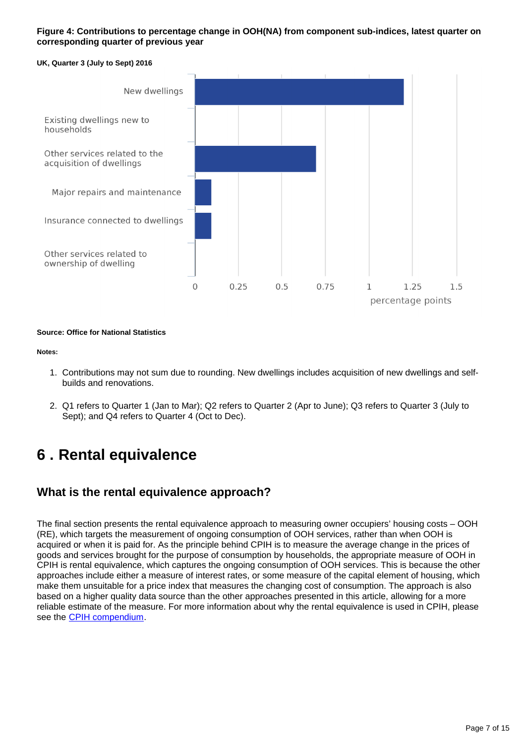**Figure 4: Contributions to percentage change in OOH(NA) from component sub-indices, latest quarter on corresponding quarter of previous year**

**UK, Quarter 3 (July to Sept) 2016**

**Source: Office for National Statistics**

**Notes:**

1. Contributions may not sum due to rounding. New dwellings includes acquisition of new dwellings and self-builds and renovations.
2. Q1 refers to Quarter 1 (Jan to Mar); Q2 refers to Quarter 2 (Apr to June); Q3 refers to Quarter 3 (July to Sept); and Q4 refers to Quarter 4 (Oct to Dec).

# 6 . Rental equivalence

## What is the rental equivalence approach?

The final section presents the rental equivalence approach to measuring owner occupiers' housing costs – OOH (RE), which targets the measurement of ongoing consumption of OOH services, rather than when OOH is acquired or when it is paid for. As the principle behind CPIH is to measure the average change in the prices of goods and services brought for the purpose of consumption by households, the appropriate measure of OOH in CPIH is rental equivalence, which captures the ongoing consumption of OOH services. This is because the other approaches include either a measure of interest rates, or some measure of the capital element of housing, which make them unsuitable for a price index that measures the changing cost of consumption. The approach is also based on a higher quality data source than the other approaches presented in this article, allowing for a more reliable estimate of the measure. For more information about why the rental equivalence is used in CPIH, please see the CPIH compendium.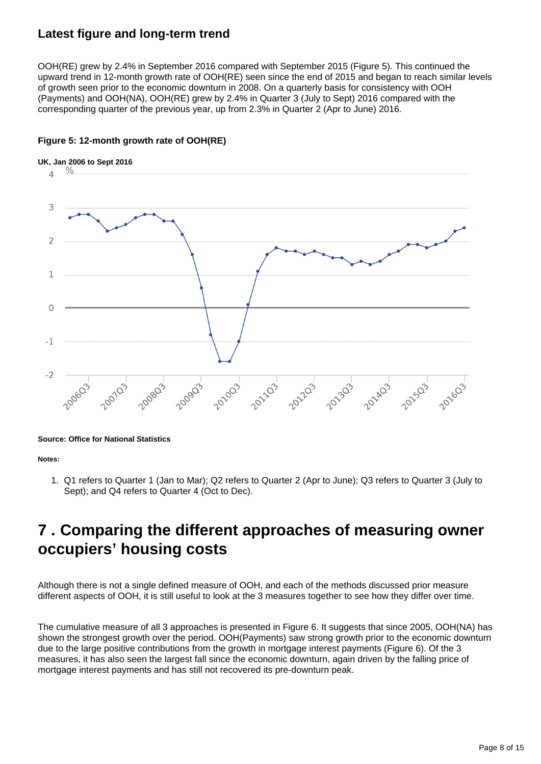### Latest figure and long-term trend

OOH(RE) grew by 2.4% in September 2016 compared with September 2015 (Figure 5). This continued the upward trend in 12-month growth rate of OOH(RE) seen since the end of 2015 and began to reach similar levels of growth seen prior to the economic downturn in 2008. On a quarterly basis for consistency with OOH (Payments) and OOH(NA), OOH(RE) grew by 2.4% in Quarter 3 (July to Sept) 2016 compared with the corresponding quarter of the previous year, up from 2.3% in Quarter 2 (Apr to June) 2016.

**Figure 5: 12-month growth rate of OOH(RE)**

**UK, Jan 2006 to Sept 2016**

**Source: Office for National Statistics**

**Notes:**

1. Q1 refers to Quarter 1 (Jan to Mar); Q2 refers to Quarter 2 (Apr to June); Q3 refers to Quarter 3 (July to Sept); and Q4 refers to Quarter 4 (Oct to Dec).

## 7 . Comparing the different approaches of measuring owner occupiers' housing costs

Although there is not a single defined measure of OOH, and each of the methods discussed prior measure different aspects of OOH, it is still useful to look at the 3 measures together to see how they differ over time.

The cumulative measure of all 3 approaches is presented in Figure 6. It suggests that since 2005, OOH(NA) has shown the strongest growth over the period. OOH(Payments) saw strong growth prior to the economic downturn due to the large positive contributions from the growth in mortgage interest payments (Figure 6). Of the 3 measures, it has also seen the largest fall since the economic downturn, again driven by the falling price of mortgage interest payments and has still not recovered its pre-downturn peak.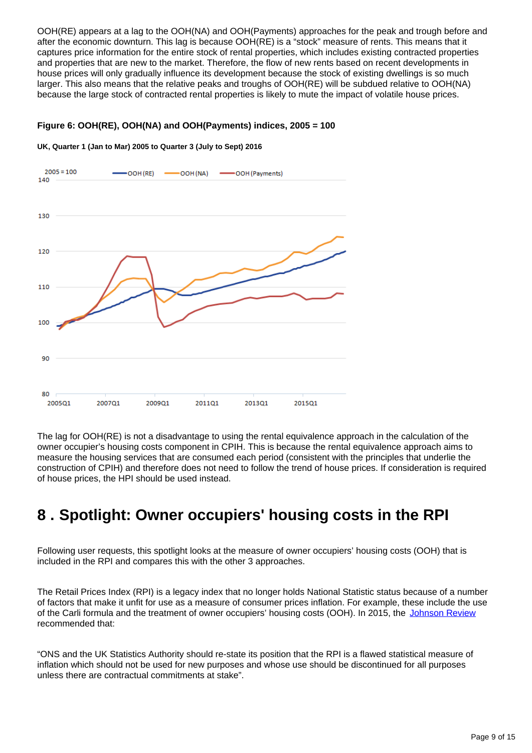OOH(RE) appears at a lag to the OOH(NA) and OOH(Payments) approaches for the peak and trough before and after the economic downturn. This lag is because OOH(RE) is a "stock" measure of rents. This means that it captures price information for the entire stock of rental properties, which includes existing contracted properties and properties that are new to the market. Therefore, the flow of new rents based on recent developments in house prices will only gradually influence its development because the stock of existing dwellings is so much larger. This also means that the relative peaks and troughs of OOH(RE) will be subdued relative to OOH(NA) because the large stock of contracted rental properties is likely to mute the impact of volatile house prices.

**Figure 6: OOH(RE), OOH(NA) and OOH(Payments) indices, 2005 = 100**

**UK, Quarter 1 (Jan to Mar) 2005 to Quarter 3 (July to Sept) 2016**

The lag for OOH(RE) is not a disadvantage to using the rental equivalence approach in the calculation of the owner occupier's housing costs component in CPIH. This is because the rental equivalence approach aims to measure the housing services that are consumed each period (consistent with the principles that underlie the construction of CPIH) and therefore does not need to follow the trend of house prices. If consideration is required of house prices, the HPI should be used instead.

# 8 . Spotlight: Owner occupiers' housing costs in the RPI

Following user requests, this spotlight looks at the measure of owner occupiers' housing costs (OOH) that is included in the RPI and compares this with the other 3 approaches.

The Retail Prices Index (RPI) is a legacy index that no longer holds National Statistic status because of a number of factors that make it unfit for use as a measure of consumer prices inflation. For example, these include the use of the Carli formula and the treatment of owner occupiers' housing costs (OOH). In 2015, the Johnson Review recommended that:

"ONS and the UK Statistics Authority should re-state its position that the RPI is a flawed statistical measure of inflation which should not be used for new purposes and whose use should be discontinued for all purposes unless there are contractual commitments at stake".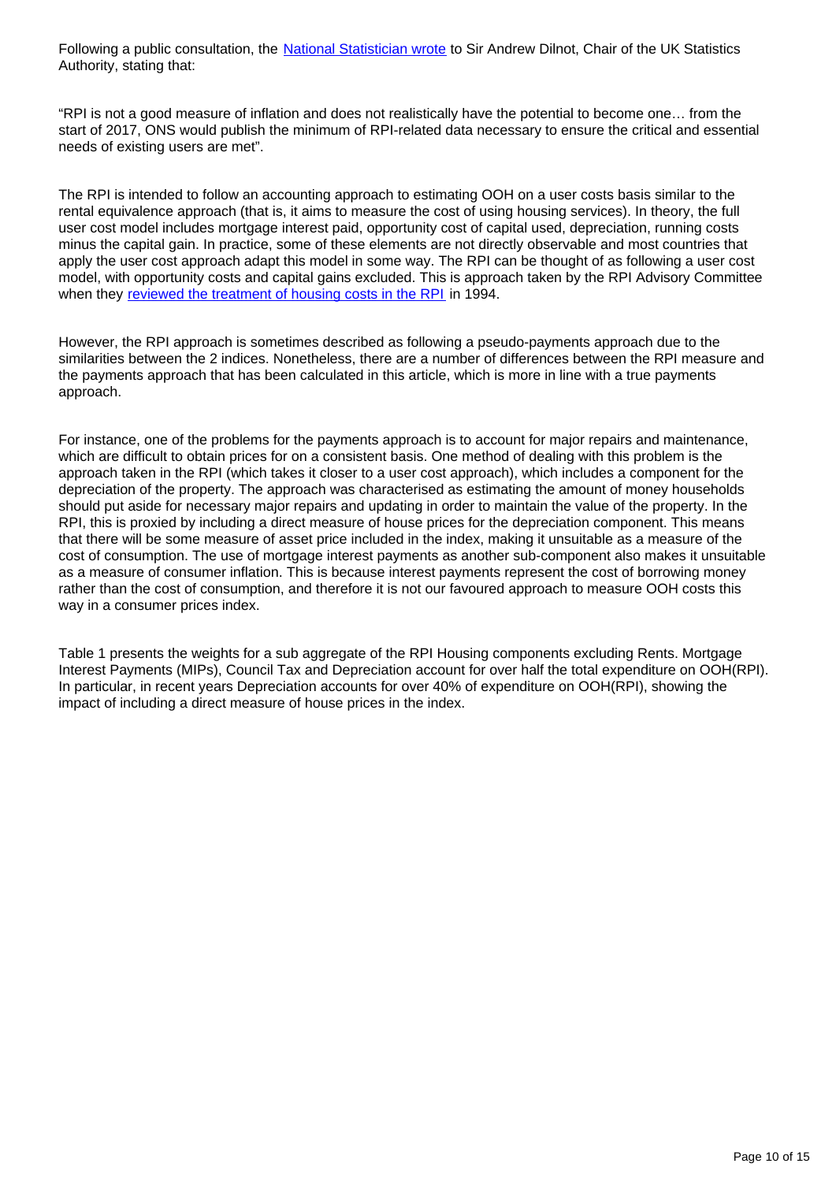Following a public consultation, the National Statistician wrote to Sir Andrew Dilnot, Chair of the UK Statistics Authority, stating that:

"RPI is not a good measure of inflation and does not realistically have the potential to become one… from the start of 2017, ONS would publish the minimum of RPI-related data necessary to ensure the critical and essential needs of existing users are met".

The RPI is intended to follow an accounting approach to estimating OOH on a user costs basis similar to the rental equivalence approach (that is, it aims to measure the cost of using housing services). In theory, the full user cost model includes mortgage interest paid, opportunity cost of capital used, depreciation, running costs minus the capital gain. In practice, some of these elements are not directly observable and most countries that apply the user cost approach adapt this model in some way. The RPI can be thought of as following a user cost model, with opportunity costs and capital gains excluded. This is approach taken by the RPI Advisory Committee when they reviewed the treatment of housing costs in the RPI in 1994.

However, the RPI approach is sometimes described as following a pseudo-payments approach due to the similarities between the 2 indices. Nonetheless, there are a number of differences between the RPI measure and the payments approach that has been calculated in this article, which is more in line with a true payments approach.

For instance, one of the problems for the payments approach is to account for major repairs and maintenance, which are difficult to obtain prices for on a consistent basis. One method of dealing with this problem is the approach taken in the RPI (which takes it closer to a user cost approach), which includes a component for the depreciation of the property. The approach was characterised as estimating the amount of money households should put aside for necessary major repairs and updating in order to maintain the value of the property. In the RPI, this is proxied by including a direct measure of house prices for the depreciation component. This means that there will be some measure of asset price included in the index, making it unsuitable as a measure of the cost of consumption. The use of mortgage interest payments as another sub-component also makes it unsuitable as a measure of consumer inflation. This is because interest payments represent the cost of borrowing money rather than the cost of consumption, and therefore it is not our favoured approach to measure OOH costs this way in a consumer prices index.

Table 1 presents the weights for a sub aggregate of the RPI Housing components excluding Rents. Mortgage Interest Payments (MIPs), Council Tax and Depreciation account for over half the total expenditure on OOH(RPI). In particular, in recent years Depreciation accounts for over 40% of expenditure on OOH(RPI), showing the impact of including a direct measure of house prices in the index.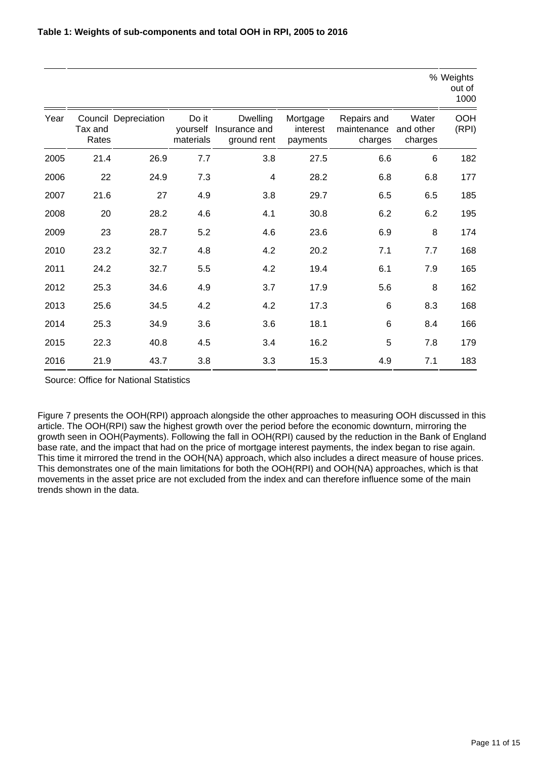**Table 1: Weights of sub-components and total OOH in RPI, 2005 to 2016**

| | | | | | | | % | Weights out of 1000 |
|---|---|---|---|---|---|---|---|---|
| Year | Council Tax and Rates | Depreciation | Do it yourself materials | Dwelling Insurance and ground rent | Mortgage interest payments | Repairs and maintenance charges | Water and other charges | OOH (RPI) |
| 2005 | 21.4 | 26.9 | 7.7 | 3.8 | 27.5 | 6.6 | 6 | 182 |
| 2006 | 22 | 24.9 | 7.3 | 4 | 28.2 | 6.8 | 6.8 | 177 |
| 2007 | 21.6 | 27 | 4.9 | 3.8 | 29.7 | 6.5 | 6.5 | 185 |
| 2008 | 20 | 28.2 | 4.6 | 4.1 | 30.8 | 6.2 | 6.2 | 195 |
| 2009 | 23 | 28.7 | 5.2 | 4.6 | 23.6 | 6.9 | 8 | 174 |
| 2010 | 23.2 | 32.7 | 4.8 | 4.2 | 20.2 | 7.1 | 7.7 | 168 |
| 2011 | 24.2 | 32.7 | 5.5 | 4.2 | 19.4 | 6.1 | 7.9 | 165 |
| 2012 | 25.3 | 34.6 | 4.9 | 3.7 | 17.9 | 5.6 | 8 | 162 |
| 2013 | 25.6 | 34.5 | 4.2 | 4.2 | 17.3 | 6 | 8.3 | 168 |
| 2014 | 25.3 | 34.9 | 3.6 | 3.6 | 18.1 | 6 | 8.4 | 166 |
| 2015 | 22.3 | 40.8 | 4.5 | 3.4 | 16.2 | 5 | 7.8 | 179 |
| 2016 | 21.9 | 43.7 | 3.8 | 3.3 | 15.3 | 4.9 | 7.1 | 183 |

Source: Office for National Statistics

Figure 7 presents the OOH(RPI) approach alongside the other approaches to measuring OOH discussed in this article. The OOH(RPI) saw the highest growth over the period before the economic downturn, mirroring the growth seen in OOH(Payments). Following the fall in OOH(RPI) caused by the reduction in the Bank of England base rate, and the impact that had on the price of mortgage interest payments, the index began to rise again. This time it mirrored the trend in the OOH(NA) approach, which also includes a direct measure of house prices. This demonstrates one of the main limitations for both the OOH(RPI) and OOH(NA) approaches, which is that movements in the asset price are not excluded from the index and can therefore influence some of the main trends shown in the data.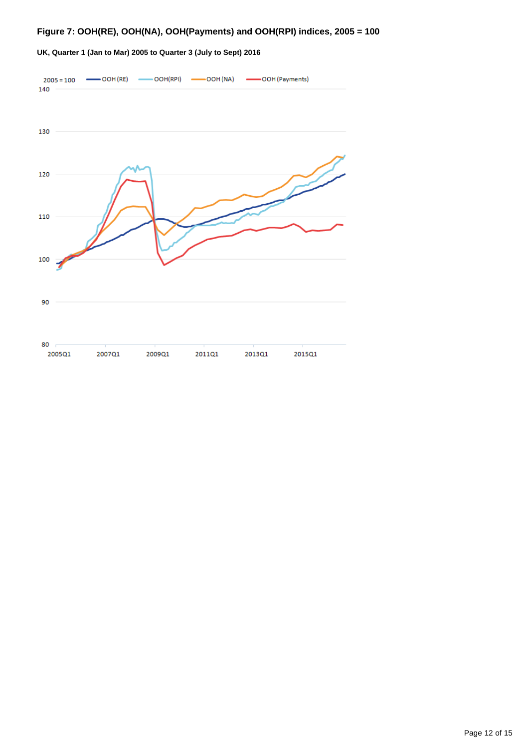### Figure 7: OOH(RE), OOH(NA), OOH(Payments) and OOH(RPI) indices, 2005 = 100

#### UK, Quarter 1 (Jan to Mar) 2005 to Quarter 3 (July to Sept) 2016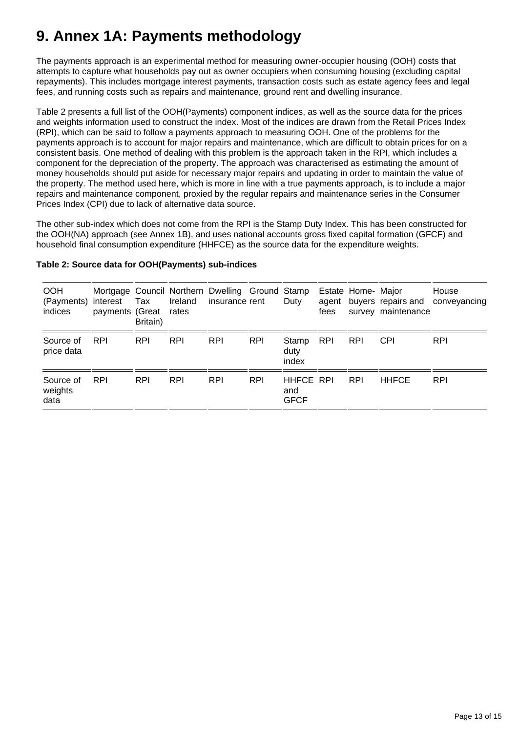# 9. Annex 1A: Payments methodology

The payments approach is an experimental method for measuring owner-occupier housing (OOH) costs that attempts to capture what households pay out as owner occupiers when consuming housing (excluding capital repayments). This includes mortgage interest payments, transaction costs such as estate agency fees and legal fees, and running costs such as repairs and maintenance, ground rent and dwelling insurance.

Table 2 presents a full list of the OOH(Payments) component indices, as well as the source data for the prices and weights information used to construct the index. Most of the indices are drawn from the Retail Prices Index (RPI), which can be said to follow a payments approach to measuring OOH. One of the problems for the payments approach is to account for major repairs and maintenance, which are difficult to obtain prices for on a consistent basis. One method of dealing with this problem is the approach taken in the RPI, which includes a component for the depreciation of the property. The approach was characterised as estimating the amount of money households should put aside for necessary major repairs and updating in order to maintain the value of the property. The method used here, which is more in line with a true payments approach, is to include a major repairs and maintenance component, proxied by the regular repairs and maintenance series in the Consumer Prices Index (CPI) due to lack of alternative data source.

The other sub-index which does not come from the RPI is the Stamp Duty Index. This has been constructed for the OOH(NA) approach (see Annex 1B), and uses national accounts gross fixed capital formation (GFCF) and household final consumption expenditure (HHFCE) as the source data for the expenditure weights.

**Table 2: Source data for OOH(Payments) sub-indices**

| OOH (Payments) indices | Mortgage interest payments | Council Tax (Great Britain) | Northern Ireland rates | Dwelling insurance | Ground rent | Stamp Duty | Estate agent fees | Home-buyers survey | Major repairs and maintenance | House conveyancing |
|---|---|---|---|---|---|---|---|---|---|---|
| Source of price data | RPI | RPI | RPI | RPI | RPI | Stamp duty index | RPI | RPI | CPI | RPI |
| Source of weights data | RPI | RPI | RPI | RPI | RPI | HHFCE and GFCF | RPI | RPI | HHFCE | RPI |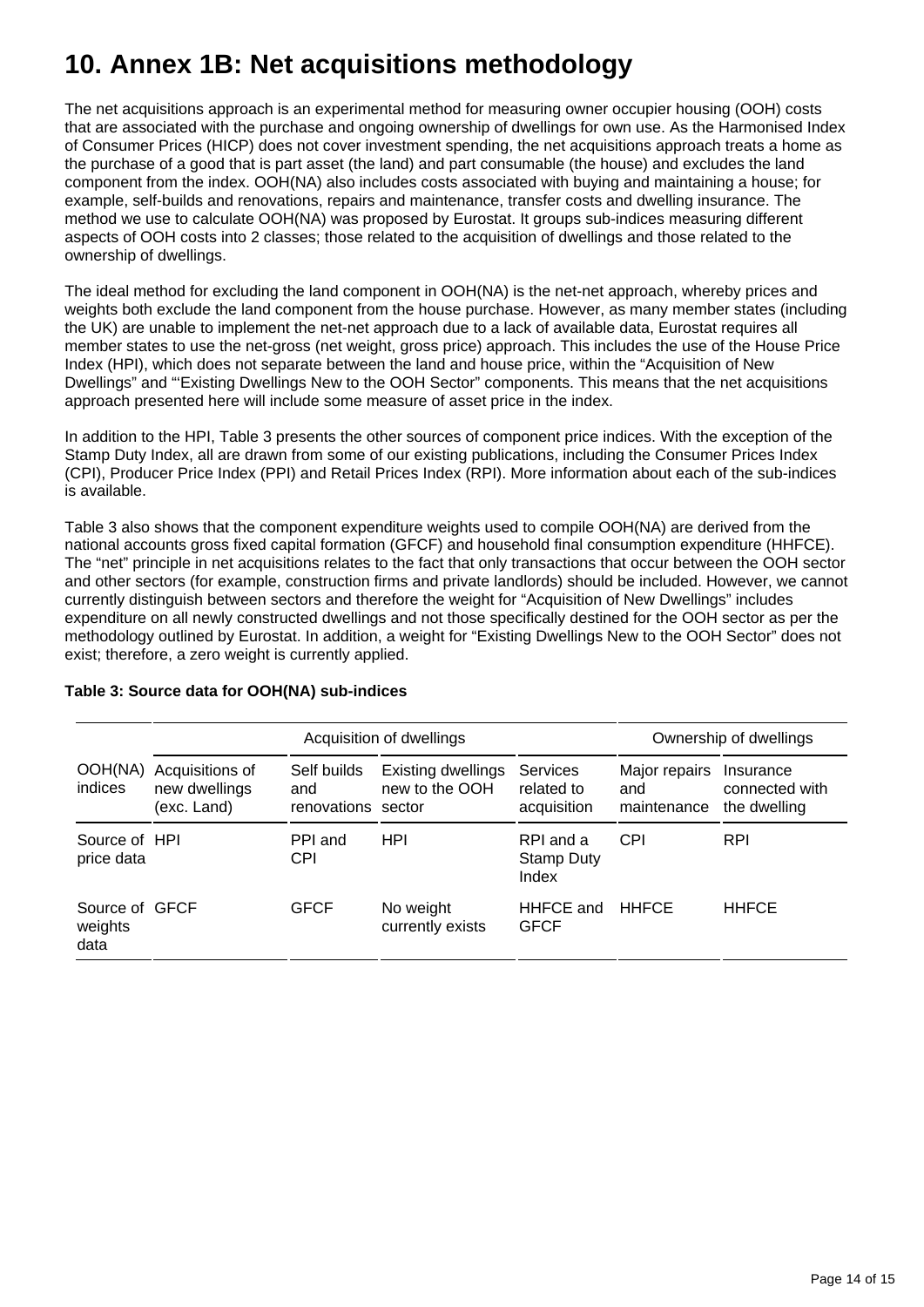# 10. Annex 1B: Net acquisitions methodology

The net acquisitions approach is an experimental method for measuring owner occupier housing (OOH) costs that are associated with the purchase and ongoing ownership of dwellings for own use. As the Harmonised Index of Consumer Prices (HICP) does not cover investment spending, the net acquisitions approach treats a home as the purchase of a good that is part asset (the land) and part consumable (the house) and excludes the land component from the index. OOH(NA) also includes costs associated with buying and maintaining a house; for example, self-builds and renovations, repairs and maintenance, transfer costs and dwelling insurance. The method we use to calculate OOH(NA) was proposed by Eurostat. It groups sub-indices measuring different aspects of OOH costs into 2 classes; those related to the acquisition of dwellings and those related to the ownership of dwellings.

The ideal method for excluding the land component in OOH(NA) is the net-net approach, whereby prices and weights both exclude the land component from the house purchase. However, as many member states (including the UK) are unable to implement the net-net approach due to a lack of available data, Eurostat requires all member states to use the net-gross (net weight, gross price) approach. This includes the use of the House Price Index (HPI), which does not separate between the land and house price, within the "Acquisition of New Dwellings" and "'Existing Dwellings New to the OOH Sector" components. This means that the net acquisitions approach presented here will include some measure of asset price in the index.

In addition to the HPI, Table 3 presents the other sources of component price indices. With the exception of the Stamp Duty Index, all are drawn from some of our existing publications, including the Consumer Prices Index (CPI), Producer Price Index (PPI) and Retail Prices Index (RPI). More information about each of the sub-indices is available.

Table 3 also shows that the component expenditure weights used to compile OOH(NA) are derived from the national accounts gross fixed capital formation (GFCF) and household final consumption expenditure (HHFCE). The "net" principle in net acquisitions relates to the fact that only transactions that occur between the OOH sector and other sectors (for example, construction firms and private landlords) should be included. However, we cannot currently distinguish between sectors and therefore the weight for "Acquisition of New Dwellings" includes expenditure on all newly constructed dwellings and not those specifically destined for the OOH sector as per the methodology outlined by Eurostat. In addition, a weight for "Existing Dwellings New to the OOH Sector" does not exist; therefore, a zero weight is currently applied.

**Table 3: Source data for OOH(NA) sub-indices**

| | Acquisition of dwellings | | | | Ownership of dwellings | |
|---|---|---|---|---|---|---|
| OOH(NA) indices | Acquisitions of new dwellings (exc. Land) | Self builds and renovations | Existing dwellings new to the OOH sector | Services related to acquisition | Major repairs and maintenance | Insurance connected with the dwelling |
| Source of price data | HPI | PPI and CPI | HPI | RPI and a Stamp Duty Index | CPI | RPI |
| Source of weights data | GFCF | GFCF | No weight currently exists | HHFCE and GFCF | HHFCE | HHFCE |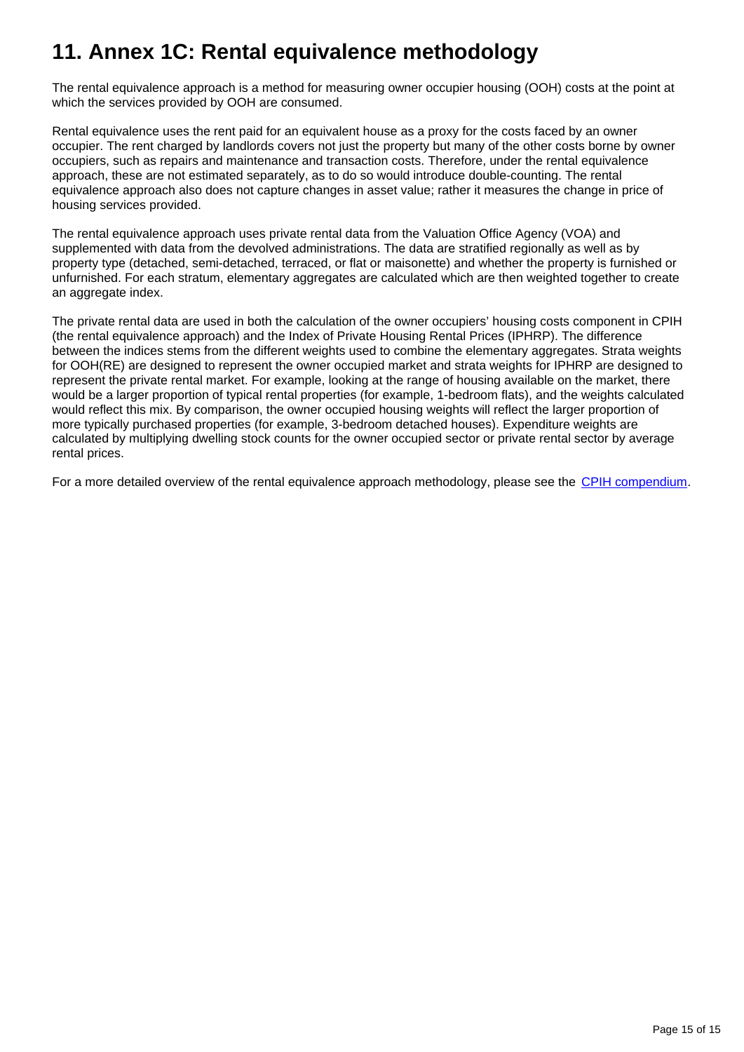## 11. Annex 1C: Rental equivalence methodology

The rental equivalence approach is a method for measuring owner occupier housing (OOH) costs at the point at which the services provided by OOH are consumed.

Rental equivalence uses the rent paid for an equivalent house as a proxy for the costs faced by an owner occupier. The rent charged by landlords covers not just the property but many of the other costs borne by owner occupiers, such as repairs and maintenance and transaction costs. Therefore, under the rental equivalence approach, these are not estimated separately, as to do so would introduce double-counting. The rental equivalence approach also does not capture changes in asset value; rather it measures the change in price of housing services provided.

The rental equivalence approach uses private rental data from the Valuation Office Agency (VOA) and supplemented with data from the devolved administrations. The data are stratified regionally as well as by property type (detached, semi-detached, terraced, or flat or maisonette) and whether the property is furnished or unfurnished. For each stratum, elementary aggregates are calculated which are then weighted together to create an aggregate index.

The private rental data are used in both the calculation of the owner occupiers' housing costs component in CPIH (the rental equivalence approach) and the Index of Private Housing Rental Prices (IPHRP). The difference between the indices stems from the different weights used to combine the elementary aggregates. Strata weights for OOH(RE) are designed to represent the owner occupied market and strata weights for IPHRP are designed to represent the private rental market. For example, looking at the range of housing available on the market, there would be a larger proportion of typical rental properties (for example, 1-bedroom flats), and the weights calculated would reflect this mix. By comparison, the owner occupied housing weights will reflect the larger proportion of more typically purchased properties (for example, 3-bedroom detached houses). Expenditure weights are calculated by multiplying dwelling stock counts for the owner occupied sector or private rental sector by average rental prices.

For a more detailed overview of the rental equivalence approach methodology, please see the [CPIH compendium](CPIH compendium).